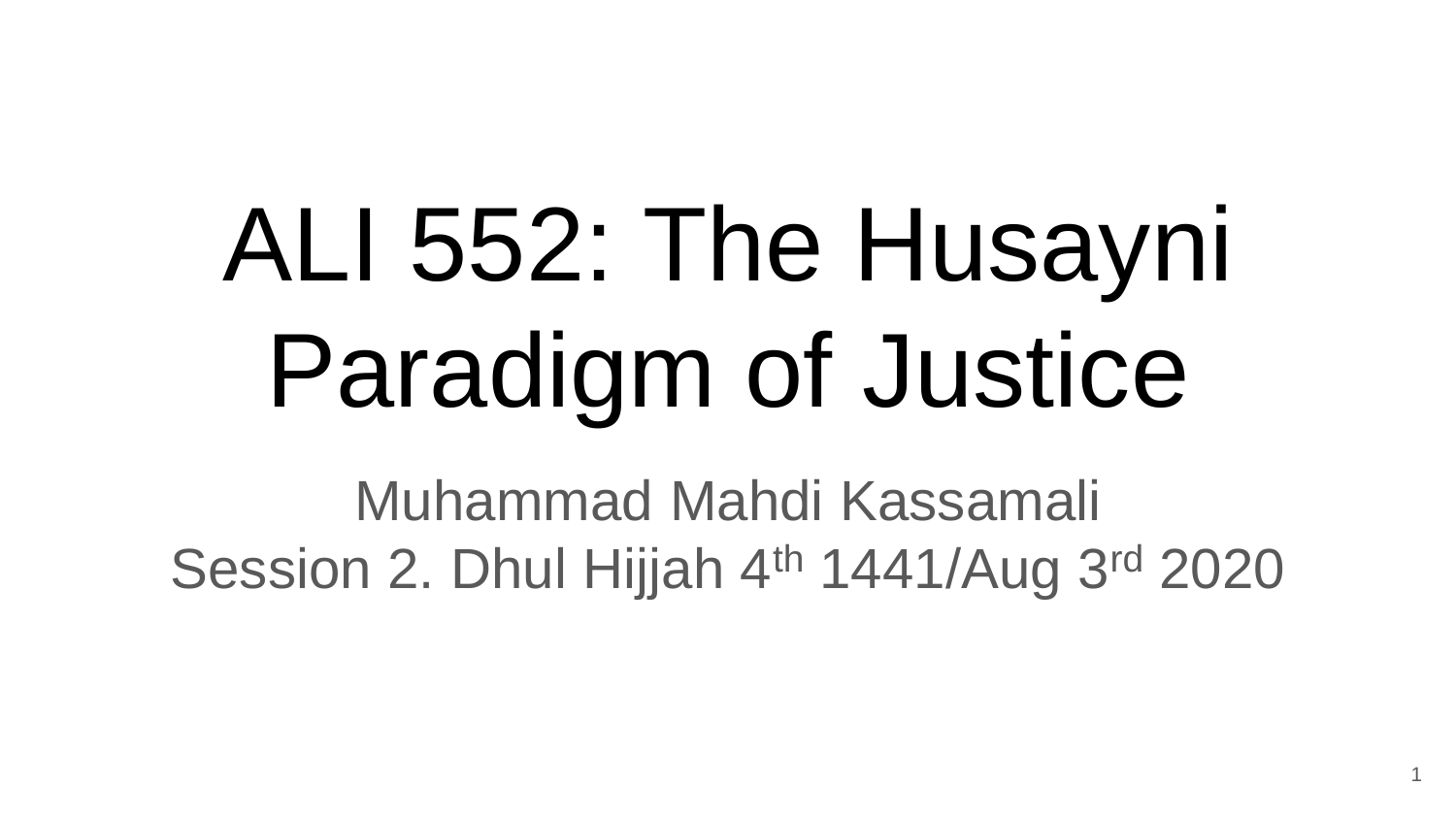# ALI 552: The Husayni Paradigm of Justice

Muhammad Mahdi Kassamali

Session 2. Dhul Hijjah 4th 1441/Aug 3rd 2020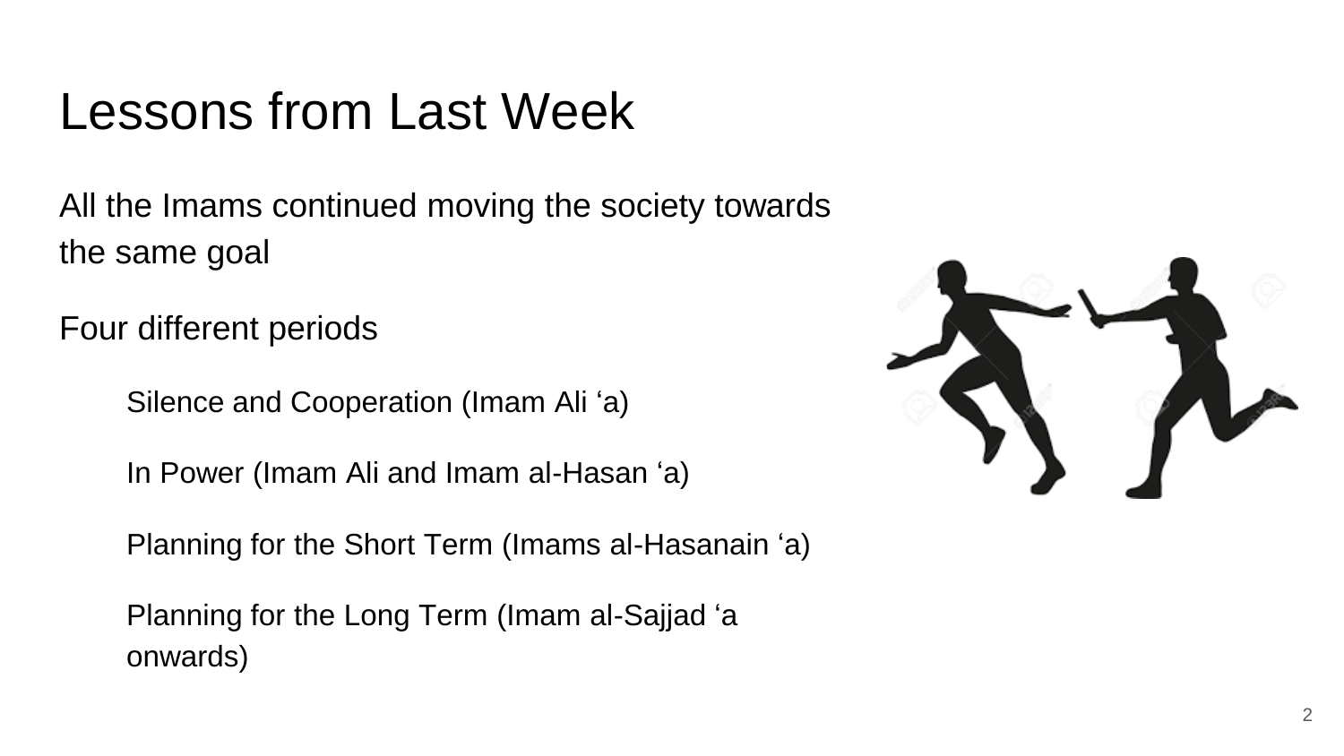# Lessons from Last Week

All the Imams continued moving the society towards the same goal

Four different periods

- Silence and Cooperation (Imam Ali ‘a)
- In Power (Imam Ali and Imam al-Hasan ‘a)
- Planning for the Short Term (Imams al-Hasanain ‘a)
- Planning for the Long Term (Imam al-Sajjad ‘a onwards)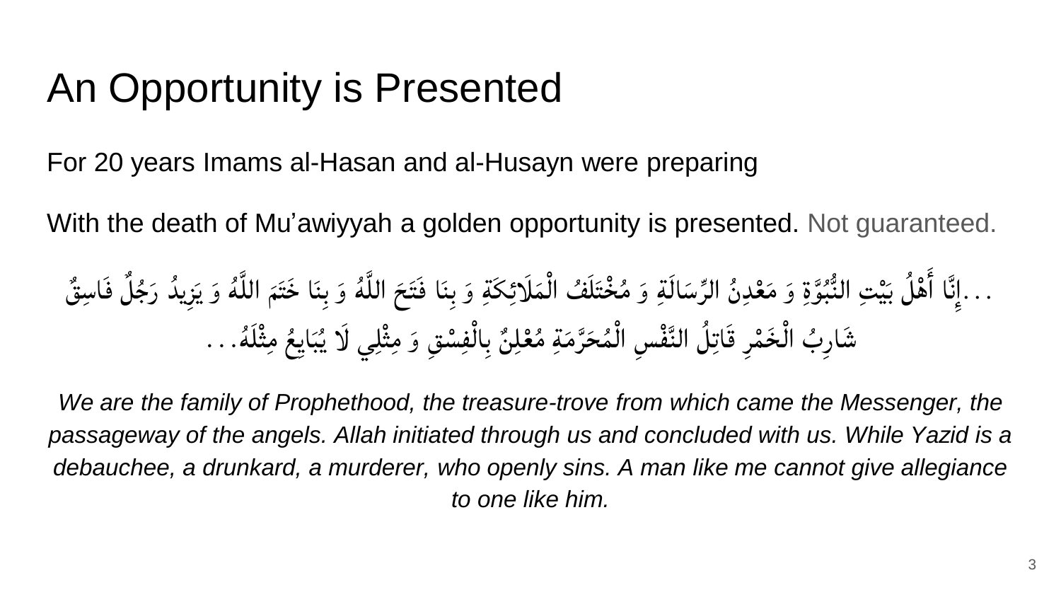# An Opportunity is Presented

For 20 years Imams al-Hasan and al-Husayn were preparing

With the death of Mu'awiyyah a golden opportunity is presented. Not guaranteed.

...إِنَّا أَهْلُ بَيْتِ النُّبُوَّةِ وَ مَعْدِنُ الرِّسَالَةِ وَ مُخْتَلَفُ الْمَلَائِكَةِ وَ بِنَا فَتَحَ اللَّهُ وَ بِنَا خَتَمَ اللَّهُ وَ يَزِيدُ رَجُلٌ فَاسِقٌ شَارِبُ الْخَمْرِ قَاتِلُ النَّفْسِ الْمُحَرَّمَةِ مُعْلِنٌ بِالْفِسْقِ وَ مِثْلِي لَا يُبَايِعُ مِثْلَهُ...

*We are the family of Prophethood, the treasure-trove from which came the Messenger, the passageway of the angels. Allah initiated through us and concluded with us. While Yazid is a debauchee, a drunkard, a murderer, who openly sins. A man like me cannot give allegiance to one like him.*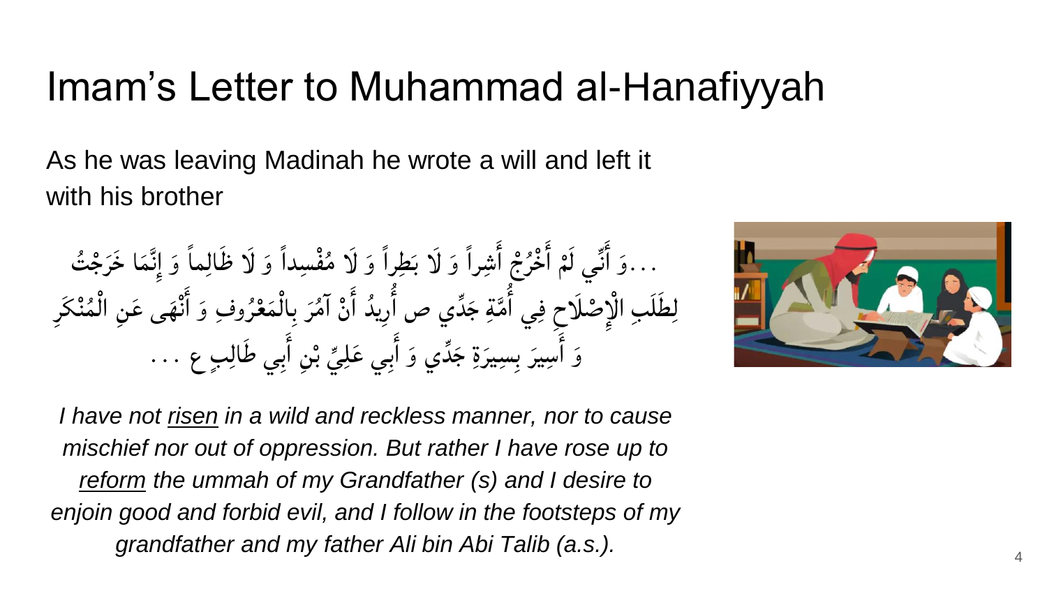# Imam's Letter to Muhammad al-Hanafiyyah

As he was leaving Madinah he wrote a will and left it with his brother

...وَ أَنِّي لَمْ أَخْرُجْ أَشِراً وَ لَا بَطِراً وَ لَا مُفْسِداً وَ لَا ظَالِماً وَ إِنَّمَا خَرَجْتُ لِطَلَبِ الْإِصْلَاحِ فِي أُمَّةِ جَدِّي ص أُرِيدُ أَنْ آمُرَ بِالْمَعْرُوفِ وَ أَنْهَى عَنِ الْمُنْكَرِ وَ أَسِيرَ بِسِيرَةِ جَدِّي وَ أَبِي عَلِيِّ بْنِ أَبِي طَالِبٍ ع ...

*I have not <u>risen</u> in a wild and reckless manner, nor to cause mischief nor out of oppression. But rather I have rose up to <u>reform</u> the ummah of my Grandfather (s) and I desire to enjoin good and forbid evil, and I follow in the footsteps of my grandfather and my father Ali bin Abi Talib (a.s.).*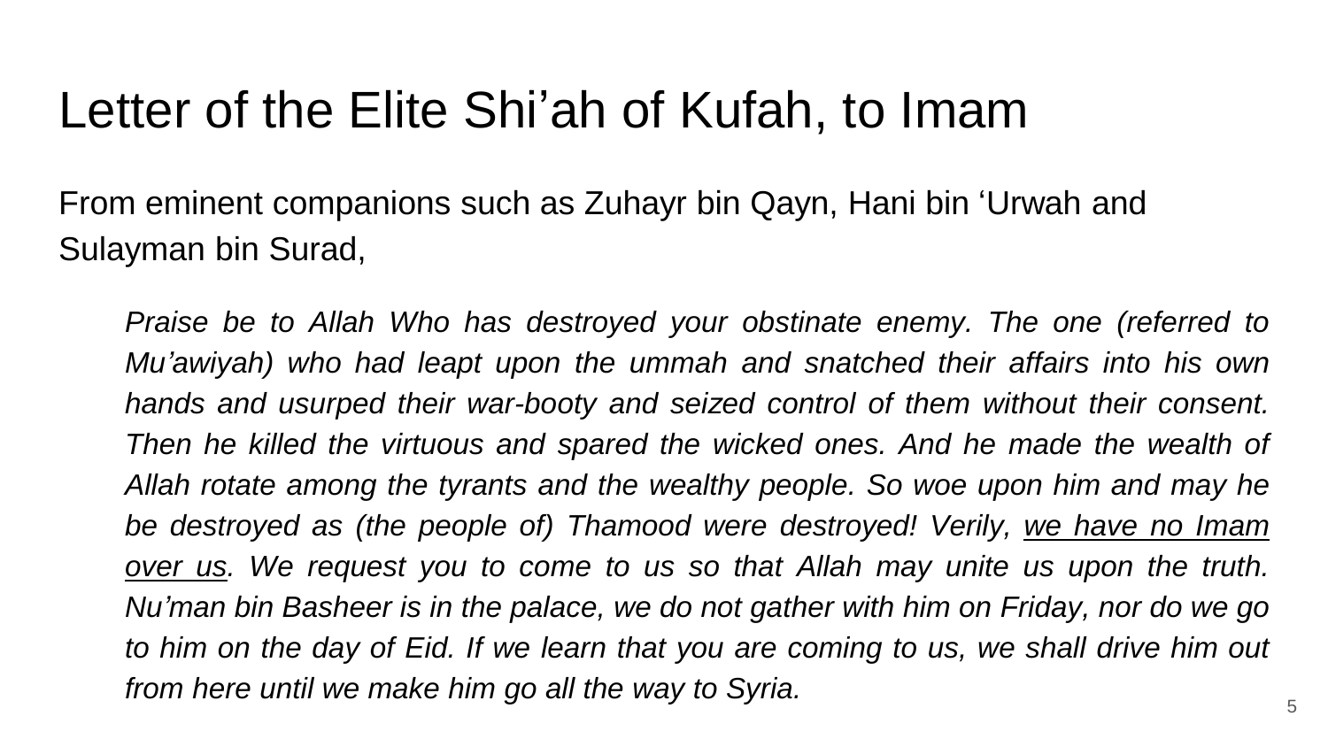# Letter of the Elite Shi'ah of Kufah, to Imam

From eminent companions such as Zuhayr bin Qayn, Hani bin 'Urwah and Sulayman bin Surad,

> *Praise be to Allah Who has destroyed your obstinate enemy. The one (referred to Mu'awiyah) who had leapt upon the ummah and snatched their affairs into his own hands and usurped their war-booty and seized control of them without their consent. Then he killed the virtuous and spared the wicked ones. And he made the wealth of Allah rotate among the tyrants and the wealthy people. So woe upon him and may he be destroyed as (the people of) Thamood were destroyed! Verily, <u>we have no Imam over us</u>. We request you to come to us so that Allah may unite us upon the truth. Nu'man bin Basheer is in the palace, we do not gather with him on Friday, nor do we go to him on the day of Eid. If we learn that you are coming to us, we shall drive him out from here until we make him go all the way to Syria.*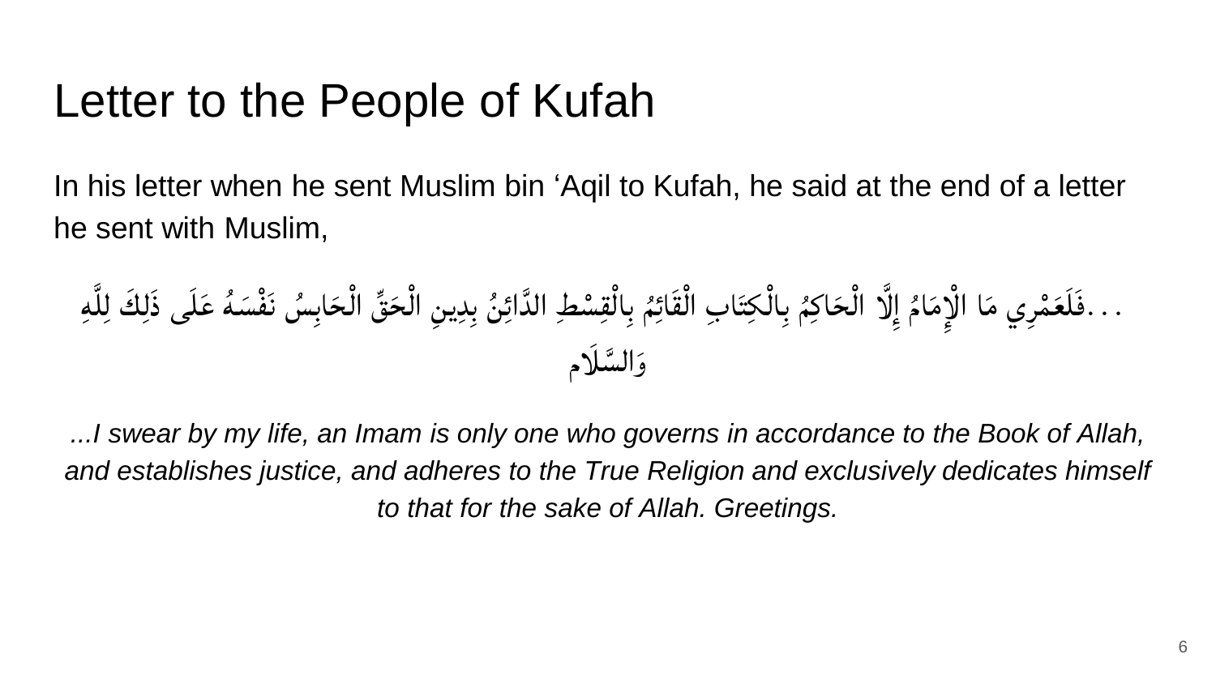# Letter to the People of Kufah

In his letter when he sent Muslim bin ‘Aqil to Kufah, he said at the end of a letter he sent with Muslim,

...فَلَعَمْرِي مَا الْإِمَامُ إِلَّا الْحَاكِمُ بِالْكِتَابِ الْقَائِمُ بِالْقِسْطِ الدَّائِنُ بِدِينِ الْحَقِّ الْحَابِسُ نَفْسَهُ عَلَى ذَلِكَ لِلَّهِ وَالسَّلَام

*...I swear by my life, an Imam is only one who governs in accordance to the Book of Allah, and establishes justice, and adheres to the True Religion and exclusively dedicates himself to that for the sake of Allah. Greetings.*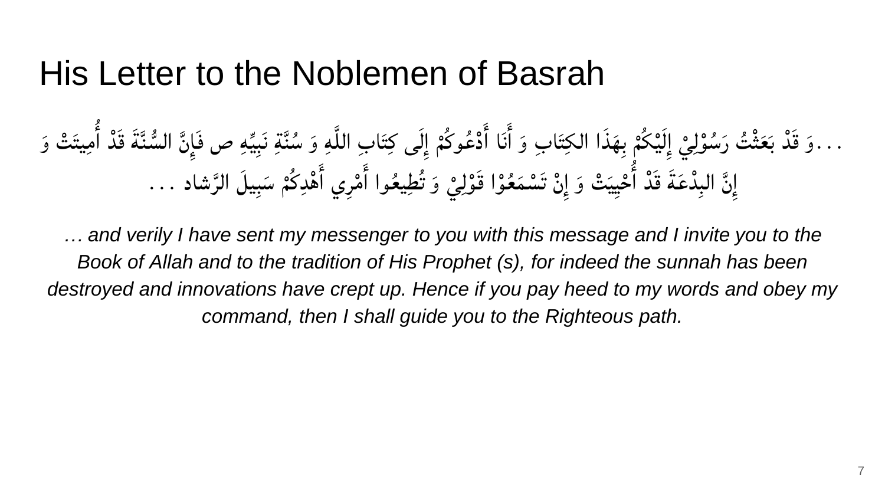# His Letter to the Noblemen of Basrah

...وَ قَدْ بَعَثْتُ رَسُوْلِيْ إِلَيْكُمْ بِهَذَا الكِتَابِ وَ أَنَا أَدْعُوكُمْ إِلَى كِتَابِ اللَّهِ وَ سُنَّةِ نَبِيِّهِ ص فَإِنَّ السُّنَّةَ قَدْ أُمِيتَتْ وَ إِنَّ البِدْعَةَ قَدْ أُحْيِيَتْ وَ إِنْ تَسْمَعُوْا قَوْلِيْ وَ تُطِيعُوا أَمْرِي أَهْدِكُمْ سَبِيلَ الرَّشاد . . .

*… and verily I have sent my messenger to you with this message and I invite you to the Book of Allah and to the tradition of His Prophet (s), for indeed the sunnah has been destroyed and innovations have crept up. Hence if you pay heed to my words and obey my command, then I shall guide you to the Righteous path.*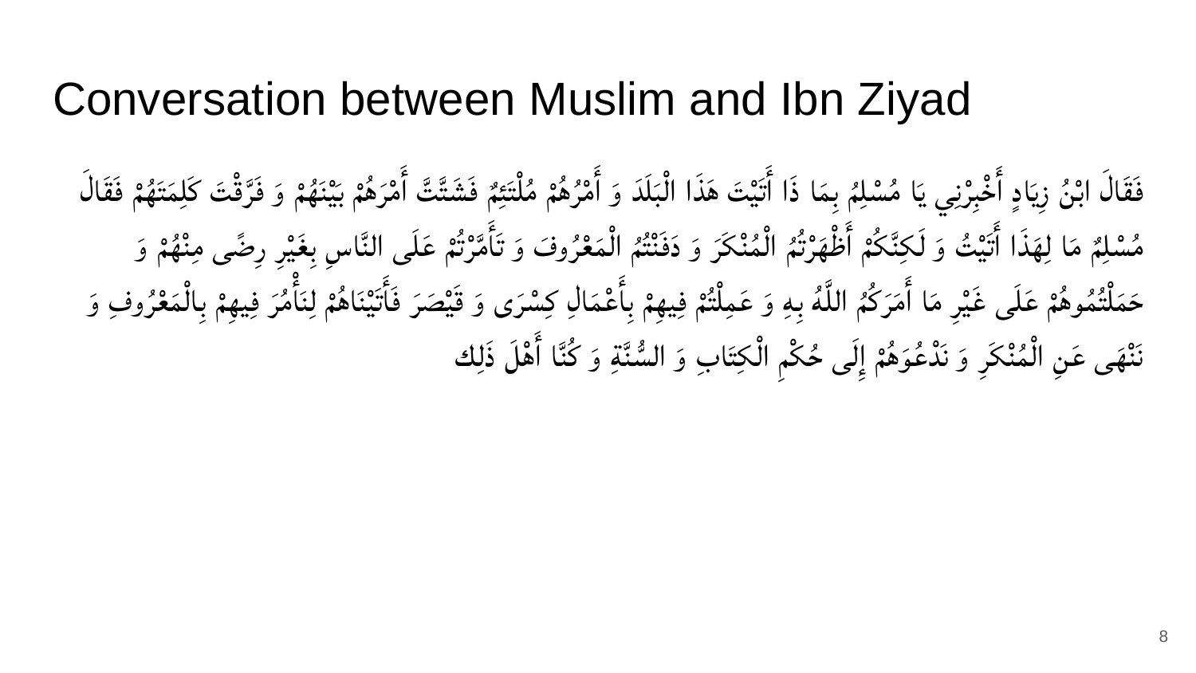# Conversation between Muslim and Ibn Ziyad

فَقَالَ ابْنُ زِيَادٍ أَخْبِرْنِي يَا مُسْلِمُ بِمَا ذَا أَتَيْتَ هَذَا الْبَلَدَ وَ أَمْرُهُمْ مُلْتَئِمٌ فَشَتَّتَّ أَمْرَهُمْ بَيْنَهُمْ وَ فَرَّقْتَ كَلِمَتَهُمْ فَقَالَ مُسْلِمٌ مَا لِهَذَا أَتَيْتُ وَ لَكِنَّكُمْ أَظْهَرْتُمُ الْمُنْكَرَ وَ دَفَنْتُمُ الْمَعْرُوفَ وَ تَأَمَّرْتُمْ عَلَى النَّاسِ بِغَيْرِ رِضًى مِنْهُمْ وَ حَمَلْتُمُوهُمْ عَلَى غَيْرِ مَا أَمَرَكُمُ اللَّهُ بِهِ وَ عَمِلْتُمْ فِيهِمْ بِأَعْمَالِ كِسْرَى وَ قَيْصَرَ فَأَتَيْنَاهُمْ لِنَأْمُرَ فِيهِمْ بِالْمَعْرُوفِ وَ نَنْهَى عَنِ الْمُنْكَرِ وَ نَدْعُوَهُمْ إِلَى حُكْمِ الْكِتَابِ وَ السُّنَّةِ وَ كُنَّا أَهْلَ ذَلِك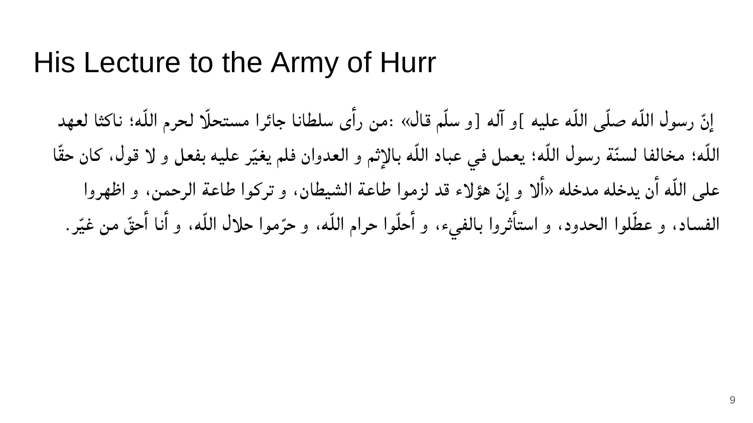# His Lecture to the Army of Hurr

إنّ رسول اللّه صلّى اللّه عليه ]و آله [و سلّم قال» :من رأى سلطانا جائرا مستحلّا لحرم اللّه؛ ناكثا لعهد اللّه؛ مخالفا لسنّة رسول اللّه؛ يعمل في عباد اللّه بالإثم و العدوان فلم يغيّر عليه بفعل و لا قول، كان حقّا على اللّه أن يدخله مدخله «ألا و إنّ هؤلاء قد لزموا طاعة الشيطان، و تركوا طاعة الرحمن، و اظهروا الفساد، و عطّلوا الحدود، و استأثروا بالفيء، و أحلّوا حرام اللّه، و حرّموا حلال اللّه، و أنا أحقّ من غيّر.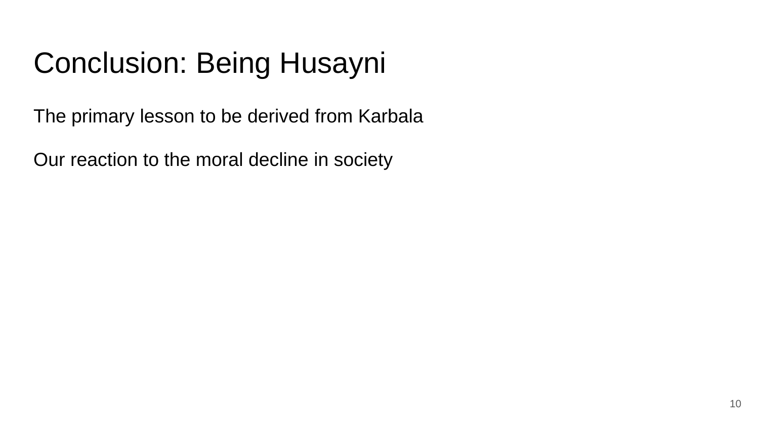# Conclusion: Being Husayni

The primary lesson to be derived from Karbala

Our reaction to the moral decline in society